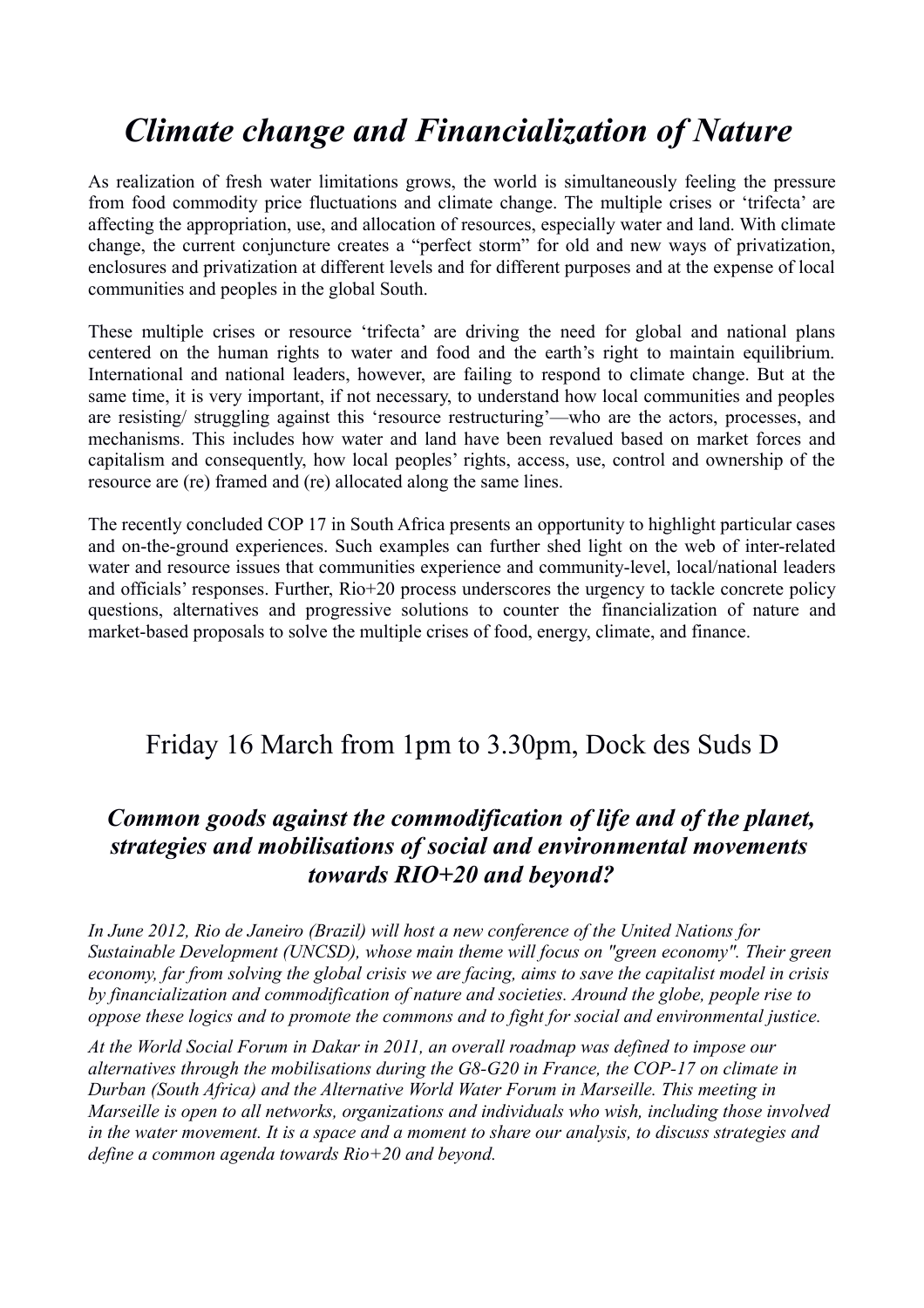# *Climate change and Financialization of Nature*

As realization of fresh water limitations grows, the world is simultaneously feeling the pressure from food commodity price fluctuations and climate change. The multiple crises or 'trifecta' are affecting the appropriation, use, and allocation of resources, especially water and land. With climate change, the current conjuncture creates a "perfect storm" for old and new ways of privatization, enclosures and privatization at different levels and for different purposes and at the expense of local communities and peoples in the global South.

These multiple crises or resource 'trifecta' are driving the need for global and national plans centered on the human rights to water and food and the earth's right to maintain equilibrium. International and national leaders, however, are failing to respond to climate change. But at the same time, it is very important, if not necessary, to understand how local communities and peoples are resisting/ struggling against this 'resource restructuring'—who are the actors, processes, and mechanisms. This includes how water and land have been revalued based on market forces and capitalism and consequently, how local peoples' rights, access, use, control and ownership of the resource are (re) framed and (re) allocated along the same lines.

The recently concluded COP 17 in South Africa presents an opportunity to highlight particular cases and on-the-ground experiences. Such examples can further shed light on the web of inter-related water and resource issues that communities experience and community-level, local/national leaders and officials' responses. Further, Rio+20 process underscores the urgency to tackle concrete policy questions, alternatives and progressive solutions to counter the financialization of nature and market-based proposals to solve the multiple crises of food, energy, climate, and finance.

## Friday 16 March from 1pm to 3.30pm, Dock des Suds D

### *Common goods against the commodification of life and of the planet, strategies and mobilisations of social and environmental movements towards RIO+20 and beyond?*

*In June 2012, Rio de Janeiro (Brazil) will host a new conference of the United Nations for Sustainable Development (UNCSD), whose main theme will focus on "green economy". Their green economy, far from solving the global crisis we are facing, aims to save the capitalist model in crisis by financialization and commodification of nature and societies. Around the globe, people rise to oppose these logics and to promote the commons and to fight for social and environmental justice.*

*At the World Social Forum in Dakar in 2011, an overall roadmap was defined to impose our alternatives through the mobilisations during the G8-G20 in France, the COP-17 on climate in Durban (South Africa) and the Alternative World Water Forum in Marseille. This meeting in Marseille is open to all networks, organizations and individuals who wish, including those involved in the water movement. It is a space and a moment to share our analysis, to discuss strategies and define a common agenda towards Rio+20 and beyond.*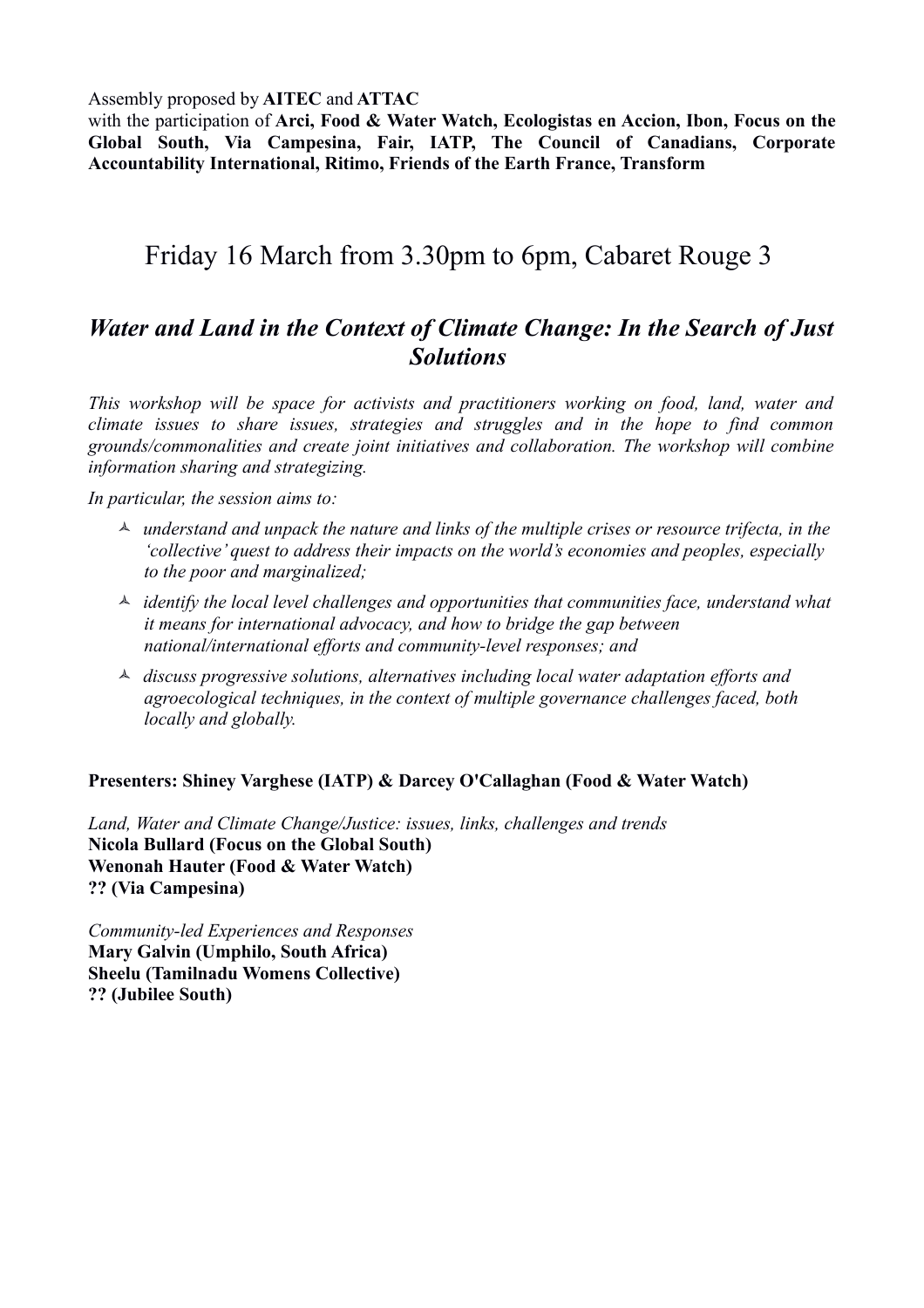Assembly proposed by **AITEC** and **ATTAC**
with the participation of **Arci, Food & Water Watch, Ecologistas en Accion, Ibon, Focus on the Global South, Via Campesina, Fair, IATP, The Council of Canadians, Corporate Accountability International, Ritimo, Friends of the Earth France, Transform**

## Friday 16 March from 3.30pm to 6pm, Cabaret Rouge 3

### *Water and Land in the Context of Climate Change: In the Search of Just Solutions*

*This workshop will be space for activists and practitioners working on food, land, water and climate issues to share issues, strategies and struggles and in the hope to find common grounds/commonalities and create joint initiatives and collaboration. The workshop will combine information sharing and strategizing.*

*In particular, the session aims to:*

- *understand and unpack the nature and links of the multiple crises or resource trifecta, in the 'collective' quest to address their impacts on the world's economies and peoples, especially to the poor and marginalized;*
- *identify the local level challenges and opportunities that communities face, understand what it means for international advocacy, and how to bridge the gap between national/international efforts and community-level responses; and*
- *discuss progressive solutions, alternatives including local water adaptation efforts and agroecological techniques, in the context of multiple governance challenges faced, both locally and globally.*

**Presenters: Shiney Varghese (IATP) & Darcey O'Callaghan (Food & Water Watch)**

*Land, Water and Climate Change/Justice: issues, links, challenges and trends*
**Nicola Bullard (Focus on the Global South)**
**Wenonah Hauter (Food & Water Watch)**
**?? (Via Campesina)**

*Community-led Experiences and Responses*
**Mary Galvin (Umphilo, South Africa)**
**Sheelu (Tamilnadu Womens Collective)**
**?? (Jubilee South)**